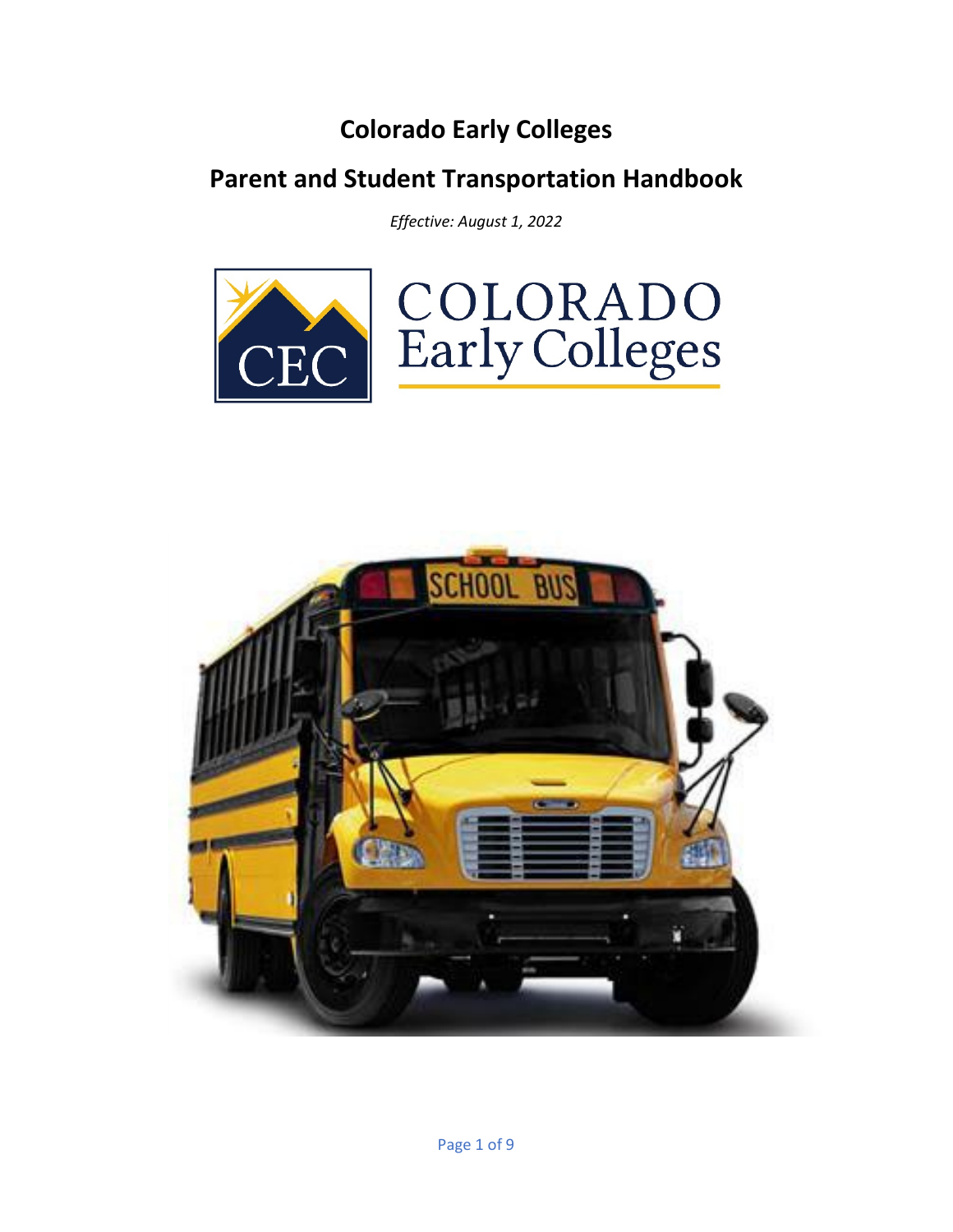# Colorado Early Colleges

## Parent and Student Transportation Handbook

*Effective: August 1, 2022*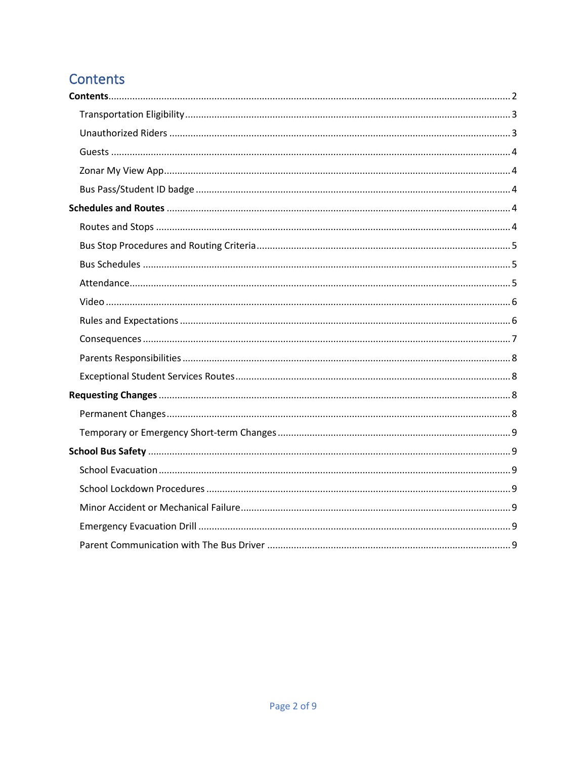# Contents

**Contents** .......... 2

- Transportation Eligibility .......... 3
- Unauthorized Riders .......... 3
- Guests .......... 4
- Zonar My View App .......... 4
- Bus Pass/Student ID badge .......... 4

**Schedules and Routes** .......... 4

- Routes and Stops .......... 4
- Bus Stop Procedures and Routing Criteria .......... 5
- Bus Schedules .......... 5
- Attendance .......... 5
- Video .......... 6
- Rules and Expectations .......... 6
- Consequences .......... 7
- Parents Responsibilities .......... 8
- Exceptional Student Services Routes .......... 8

**Requesting Changes** .......... 8

- Permanent Changes .......... 8
- Temporary or Emergency Short-term Changes .......... 9

**School Bus Safety** .......... 9

- School Evacuation .......... 9
- School Lockdown Procedures .......... 9
- Minor Accident or Mechanical Failure .......... 9
- Emergency Evacuation Drill .......... 9
- Parent Communication with The Bus Driver .......... 9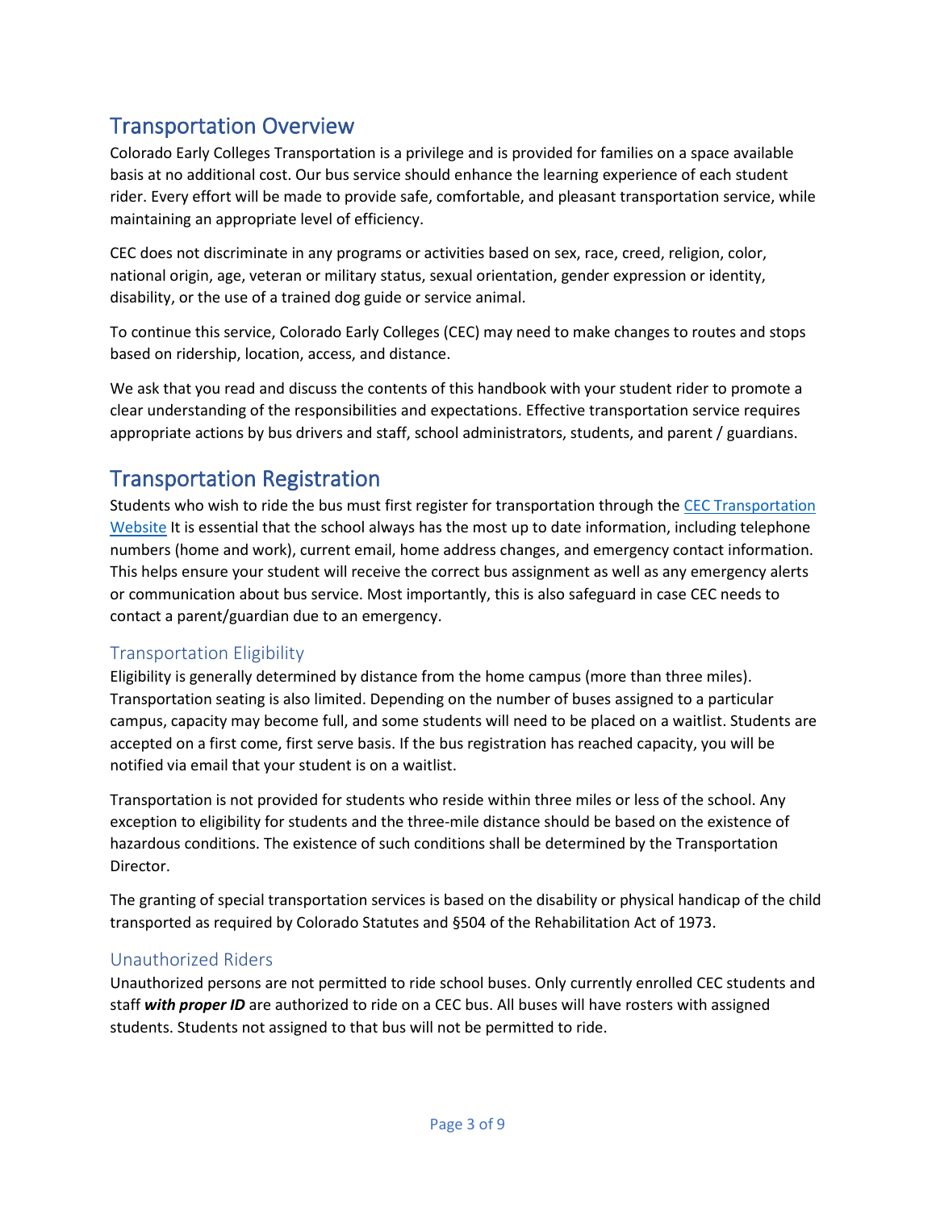## Transportation Overview

Colorado Early Colleges Transportation is a privilege and is provided for families on a space available basis at no additional cost. Our bus service should enhance the learning experience of each student rider. Every effort will be made to provide safe, comfortable, and pleasant transportation service, while maintaining an appropriate level of efficiency.

CEC does not discriminate in any programs or activities based on sex, race, creed, religion, color, national origin, age, veteran or military status, sexual orientation, gender expression or identity, disability, or the use of a trained dog guide or service animal.

To continue this service, Colorado Early Colleges (CEC) may need to make changes to routes and stops based on ridership, location, access, and distance.

We ask that you read and discuss the contents of this handbook with your student rider to promote a clear understanding of the responsibilities and expectations. Effective transportation service requires appropriate actions by bus drivers and staff, school administrators, students, and parent / guardians.

## Transportation Registration

Students who wish to ride the bus must first register for transportation through the [CEC Transportation Website]() It is essential that the school always has the most up to date information, including telephone numbers (home and work), current email, home address changes, and emergency contact information. This helps ensure your student will receive the correct bus assignment as well as any emergency alerts or communication about bus service. Most importantly, this is also safeguard in case CEC needs to contact a parent/guardian due to an emergency.

### Transportation Eligibility

Eligibility is generally determined by distance from the home campus (more than three miles). Transportation seating is also limited. Depending on the number of buses assigned to a particular campus, capacity may become full, and some students will need to be placed on a waitlist. Students are accepted on a first come, first serve basis. If the bus registration has reached capacity, you will be notified via email that your student is on a waitlist.

Transportation is not provided for students who reside within three miles or less of the school. Any exception to eligibility for students and the three-mile distance should be based on the existence of hazardous conditions. The existence of such conditions shall be determined by the Transportation Director.

The granting of special transportation services is based on the disability or physical handicap of the child transported as required by Colorado Statutes and §504 of the Rehabilitation Act of 1973.

### Unauthorized Riders

Unauthorized persons are not permitted to ride school buses. Only currently enrolled CEC students and staff ***with proper ID*** are authorized to ride on a CEC bus. All buses will have rosters with assigned students. Students not assigned to that bus will not be permitted to ride.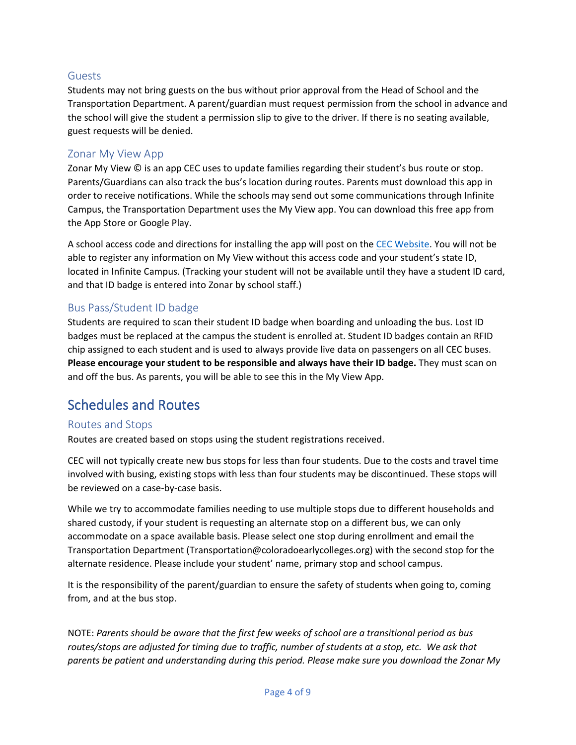### Guests

Students may not bring guests on the bus without prior approval from the Head of School and the Transportation Department. A parent/guardian must request permission from the school in advance and the school will give the student a permission slip to give to the driver. If there is no seating available, guest requests will be denied.

### Zonar My View App

Zonar My View © is an app CEC uses to update families regarding their student's bus route or stop. Parents/Guardians can also track the bus's location during routes. Parents must download this app in order to receive notifications. While the schools may send out some communications through Infinite Campus, the Transportation Department uses the My View app. You can download this free app from the App Store or Google Play.

A school access code and directions for installing the app will post on the CEC Website. You will not be able to register any information on My View without this access code and your student's state ID, located in Infinite Campus. (Tracking your student will not be available until they have a student ID card, and that ID badge is entered into Zonar by school staff.)

### Bus Pass/Student ID badge

Students are required to scan their student ID badge when boarding and unloading the bus. Lost ID badges must be replaced at the campus the student is enrolled at. Student ID badges contain an RFID chip assigned to each student and is used to always provide live data on passengers on all CEC buses. **Please encourage your student to be responsible and always have their ID badge.** They must scan on and off the bus. As parents, you will be able to see this in the My View App.

## Schedules and Routes

### Routes and Stops

Routes are created based on stops using the student registrations received.

CEC will not typically create new bus stops for less than four students. Due to the costs and travel time involved with busing, existing stops with less than four students may be discontinued. These stops will be reviewed on a case-by-case basis.

While we try to accommodate families needing to use multiple stops due to different households and shared custody, if your student is requesting an alternate stop on a different bus, we can only accommodate on a space available basis. Please select one stop during enrollment and email the Transportation Department (Transportation@coloradoearlycolleges.org) with the second stop for the alternate residence. Please include your student' name, primary stop and school campus.

It is the responsibility of the parent/guardian to ensure the safety of students when going to, coming from, and at the bus stop.

NOTE: *Parents should be aware that the first few weeks of school are a transitional period as bus routes/stops are adjusted for timing due to traffic, number of students at a stop, etc. We ask that parents be patient and understanding during this period. Please make sure you download the Zonar My*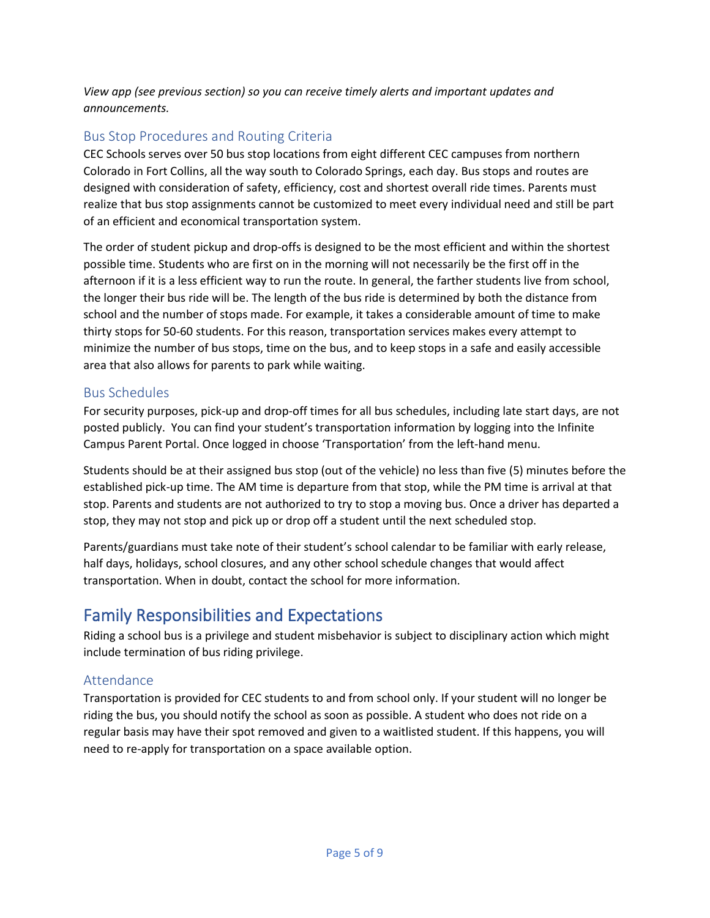*View app (see previous section) so you can receive timely alerts and important updates and announcements.*

### Bus Stop Procedures and Routing Criteria

CEC Schools serves over 50 bus stop locations from eight different CEC campuses from northern Colorado in Fort Collins, all the way south to Colorado Springs, each day. Bus stops and routes are designed with consideration of safety, efficiency, cost and shortest overall ride times. Parents must realize that bus stop assignments cannot be customized to meet every individual need and still be part of an efficient and economical transportation system.

The order of student pickup and drop-offs is designed to be the most efficient and within the shortest possible time. Students who are first on in the morning will not necessarily be the first off in the afternoon if it is a less efficient way to run the route. In general, the farther students live from school, the longer their bus ride will be. The length of the bus ride is determined by both the distance from school and the number of stops made. For example, it takes a considerable amount of time to make thirty stops for 50-60 students. For this reason, transportation services makes every attempt to minimize the number of bus stops, time on the bus, and to keep stops in a safe and easily accessible area that also allows for parents to park while waiting.

### Bus Schedules

For security purposes, pick-up and drop-off times for all bus schedules, including late start days, are not posted publicly. You can find your student's transportation information by logging into the Infinite Campus Parent Portal. Once logged in choose 'Transportation' from the left-hand menu.

Students should be at their assigned bus stop (out of the vehicle) no less than five (5) minutes before the established pick-up time. The AM time is departure from that stop, while the PM time is arrival at that stop. Parents and students are not authorized to try to stop a moving bus. Once a driver has departed a stop, they may not stop and pick up or drop off a student until the next scheduled stop.

Parents/guardians must take note of their student's school calendar to be familiar with early release, half days, holidays, school closures, and any other school schedule changes that would affect transportation. When in doubt, contact the school for more information.

## Family Responsibilities and Expectations

Riding a school bus is a privilege and student misbehavior is subject to disciplinary action which might include termination of bus riding privilege.

### Attendance

Transportation is provided for CEC students to and from school only. If your student will no longer be riding the bus, you should notify the school as soon as possible. A student who does not ride on a regular basis may have their spot removed and given to a waitlisted student. If this happens, you will need to re-apply for transportation on a space available option.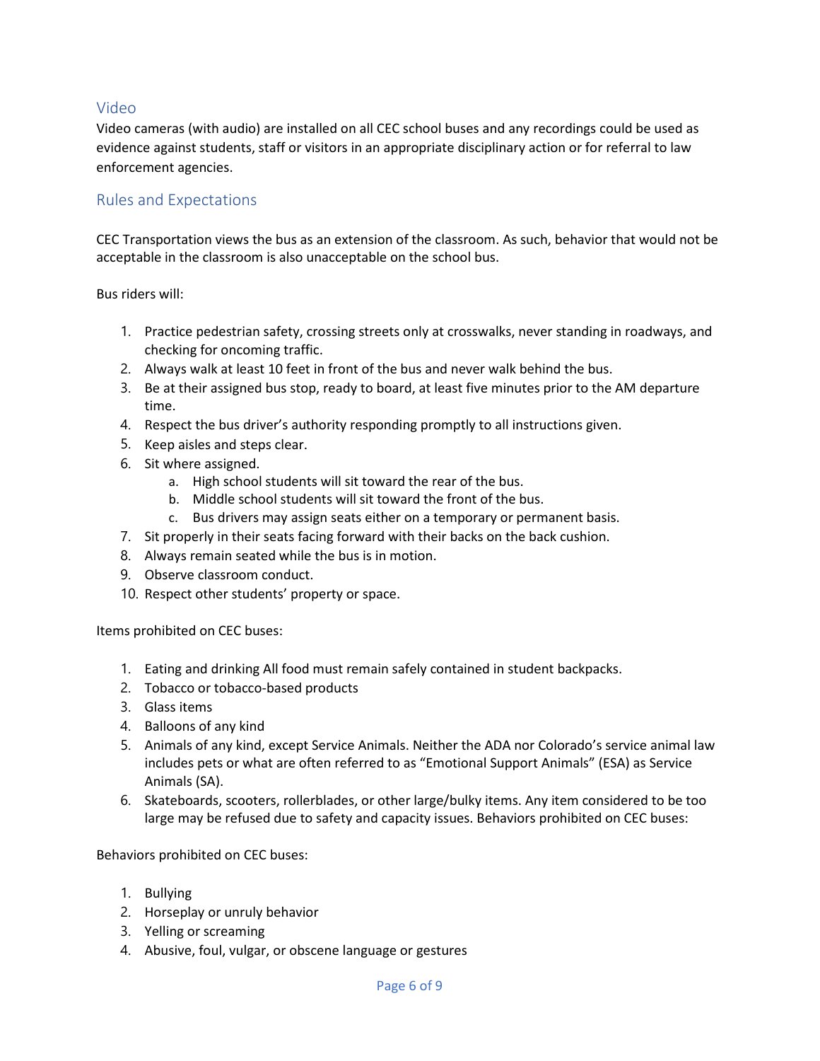## Video

Video cameras (with audio) are installed on all CEC school buses and any recordings could be used as evidence against students, staff or visitors in an appropriate disciplinary action or for referral to law enforcement agencies.

## Rules and Expectations

CEC Transportation views the bus as an extension of the classroom. As such, behavior that would not be acceptable in the classroom is also unacceptable on the school bus.

Bus riders will:

1. Practice pedestrian safety, crossing streets only at crosswalks, never standing in roadways, and checking for oncoming traffic.
2. Always walk at least 10 feet in front of the bus and never walk behind the bus.
3. Be at their assigned bus stop, ready to board, at least five minutes prior to the AM departure time.
4. Respect the bus driver's authority responding promptly to all instructions given.
5. Keep aisles and steps clear.
6. Sit where assigned.
   a. High school students will sit toward the rear of the bus.
   b. Middle school students will sit toward the front of the bus.
   c. Bus drivers may assign seats either on a temporary or permanent basis.
7. Sit properly in their seats facing forward with their backs on the back cushion.
8. Always remain seated while the bus is in motion.
9. Observe classroom conduct.
10. Respect other students' property or space.

Items prohibited on CEC buses:

1. Eating and drinking All food must remain safely contained in student backpacks.
2. Tobacco or tobacco-based products
3. Glass items
4. Balloons of any kind
5. Animals of any kind, except Service Animals. Neither the ADA nor Colorado's service animal law includes pets or what are often referred to as "Emotional Support Animals" (ESA) as Service Animals (SA).
6. Skateboards, scooters, rollerblades, or other large/bulky items. Any item considered to be too large may be refused due to safety and capacity issues. Behaviors prohibited on CEC buses:

Behaviors prohibited on CEC buses:

1. Bullying
2. Horseplay or unruly behavior
3. Yelling or screaming
4. Abusive, foul, vulgar, or obscene language or gestures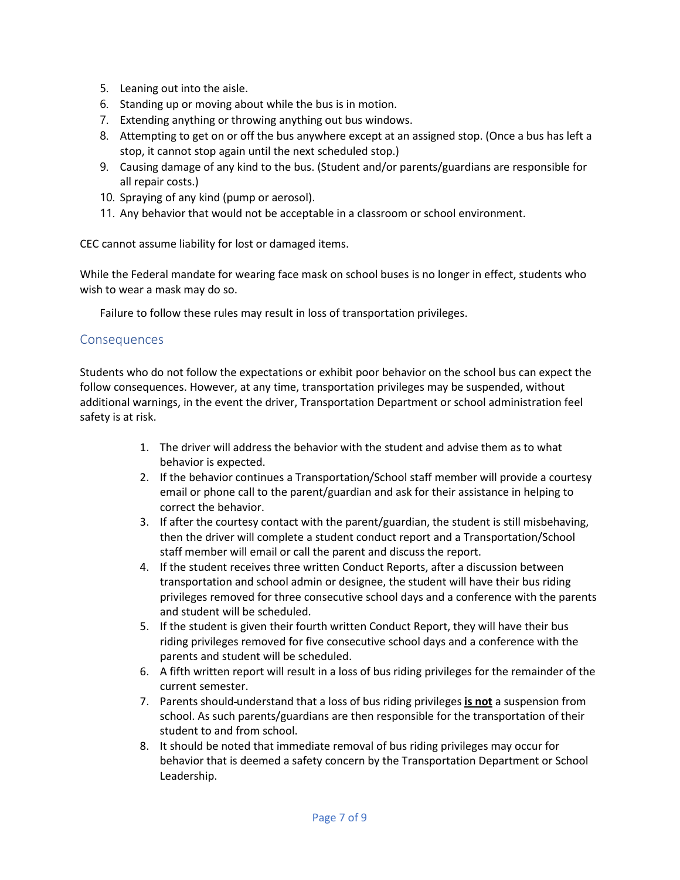5. Leaning out into the aisle.
6. Standing up or moving about while the bus is in motion.
7. Extending anything or throwing anything out bus windows.
8. Attempting to get on or off the bus anywhere except at an assigned stop. (Once a bus has left a stop, it cannot stop again until the next scheduled stop.)
9. Causing damage of any kind to the bus. (Student and/or parents/guardians are responsible for all repair costs.)
10. Spraying of any kind (pump or aerosol).
11. Any behavior that would not be acceptable in a classroom or school environment.

CEC cannot assume liability for lost or damaged items.

While the Federal mandate for wearing face mask on school buses is no longer in effect, students who wish to wear a mask may do so.

Failure to follow these rules may result in loss of transportation privileges.

## Consequences

Students who do not follow the expectations or exhibit poor behavior on the school bus can expect the follow consequences. However, at any time, transportation privileges may be suspended, without additional warnings, in the event the driver, Transportation Department or school administration feel safety is at risk.

1. The driver will address the behavior with the student and advise them as to what behavior is expected.
2. If the behavior continues a Transportation/School staff member will provide a courtesy email or phone call to the parent/guardian and ask for their assistance in helping to correct the behavior.
3. If after the courtesy contact with the parent/guardian, the student is still misbehaving, then the driver will complete a student conduct report and a Transportation/School staff member will email or call the parent and discuss the report.
4. If the student receives three written Conduct Reports, after a discussion between transportation and school admin or designee, the student will have their bus riding privileges removed for three consecutive school days and a conference with the parents and student will be scheduled.
5. If the student is given their fourth written Conduct Report, they will have their bus riding privileges removed for five consecutive school days and a conference with the parents and student will be scheduled.
6. A fifth written report will result in a loss of bus riding privileges for the remainder of the current semester.
7. Parents should understand that a loss of bus riding privileges **is not** a suspension from school. As such parents/guardians are then responsible for the transportation of their student to and from school.
8. It should be noted that immediate removal of bus riding privileges may occur for behavior that is deemed a safety concern by the Transportation Department or School Leadership.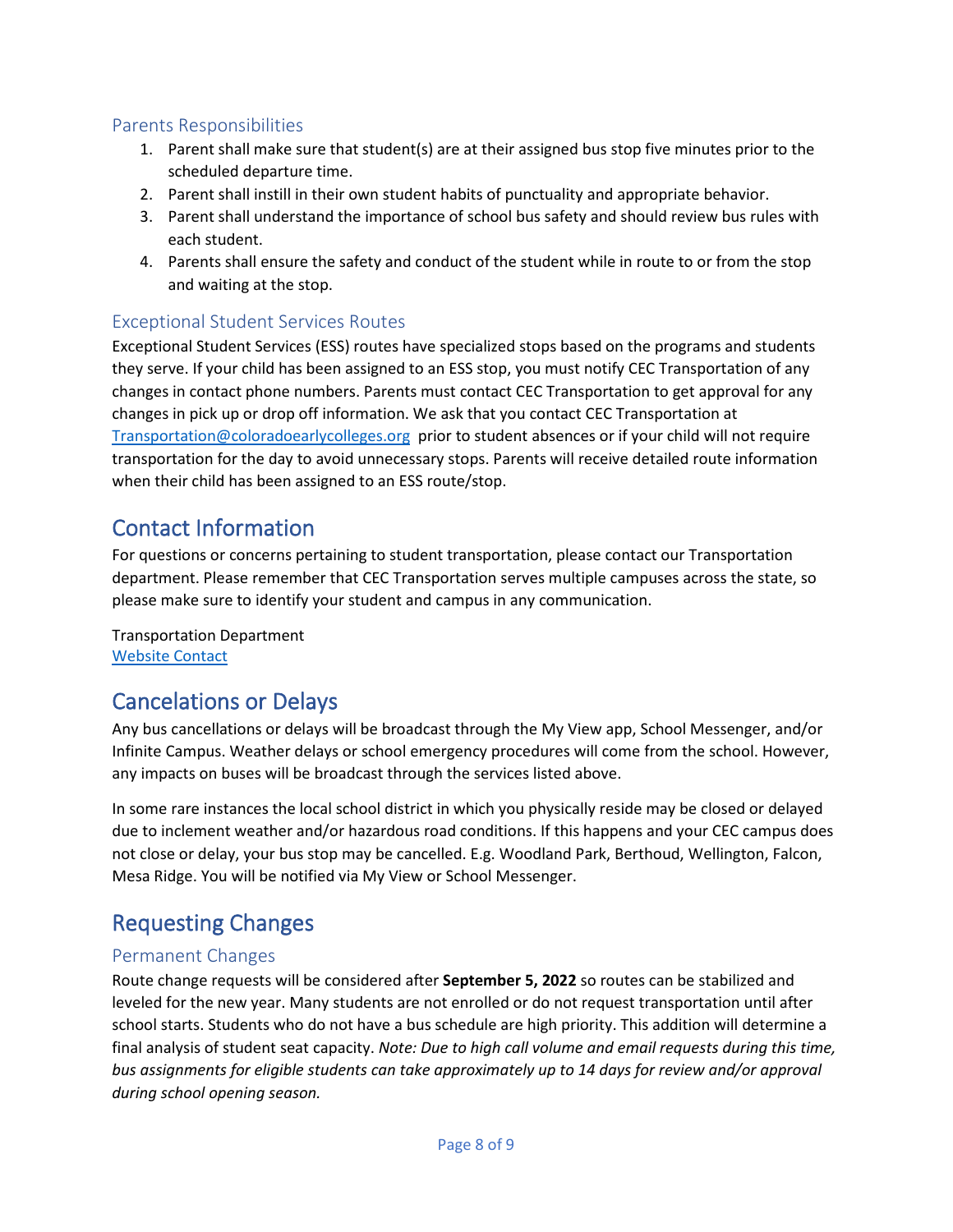### Parents Responsibilities

1. Parent shall make sure that student(s) are at their assigned bus stop five minutes prior to the scheduled departure time.
2. Parent shall instill in their own student habits of punctuality and appropriate behavior.
3. Parent shall understand the importance of school bus safety and should review bus rules with each student.
4. Parents shall ensure the safety and conduct of the student while in route to or from the stop and waiting at the stop.

### Exceptional Student Services Routes

Exceptional Student Services (ESS) routes have specialized stops based on the programs and students they serve. If your child has been assigned to an ESS stop, you must notify CEC Transportation of any changes in contact phone numbers. Parents must contact CEC Transportation to get approval for any changes in pick up or drop off information. We ask that you contact CEC Transportation at [Transportation@coloradoearlycolleges.org](mailto:Transportation@coloradoearlycolleges.org) prior to student absences or if your child will not require transportation for the day to avoid unnecessary stops. Parents will receive detailed route information when their child has been assigned to an ESS route/stop.

## Contact Information

For questions or concerns pertaining to student transportation, please contact our Transportation department. Please remember that CEC Transportation serves multiple campuses across the state, so please make sure to identify your student and campus in any communication.

Transportation Department
Website Contact

## Cancelations or Delays

Any bus cancellations or delays will be broadcast through the My View app, School Messenger, and/or Infinite Campus. Weather delays or school emergency procedures will come from the school. However, any impacts on buses will be broadcast through the services listed above.

In some rare instances the local school district in which you physically reside may be closed or delayed due to inclement weather and/or hazardous road conditions. If this happens and your CEC campus does not close or delay, your bus stop may be cancelled. E.g. Woodland Park, Berthoud, Wellington, Falcon, Mesa Ridge. You will be notified via My View or School Messenger.

## Requesting Changes

### Permanent Changes

Route change requests will be considered after **September 5, 2022** so routes can be stabilized and leveled for the new year. Many students are not enrolled or do not request transportation until after school starts. Students who do not have a bus schedule are high priority. This addition will determine a final analysis of student seat capacity. *Note: Due to high call volume and email requests during this time, bus assignments for eligible students can take approximately up to 14 days for review and/or approval during school opening season.*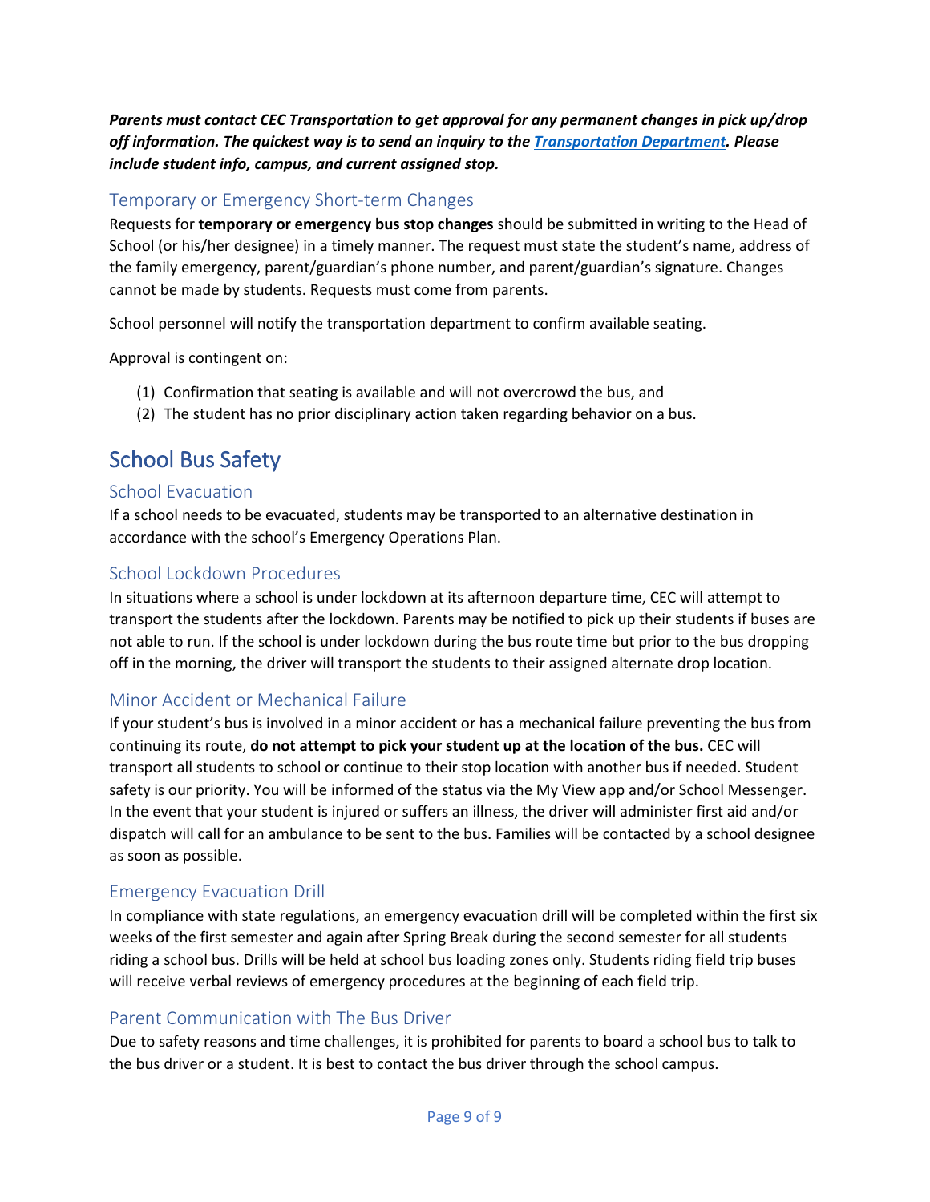***Parents must contact CEC Transportation to get approval for any permanent changes in pick up/drop off information. The quickest way is to send an inquiry to the [Transportation Department](). Please include student info, campus, and current assigned stop.***

### Temporary or Emergency Short-term Changes

Requests for **temporary or emergency bus stop changes** should be submitted in writing to the Head of School (or his/her designee) in a timely manner. The request must state the student's name, address of the family emergency, parent/guardian's phone number, and parent/guardian's signature. Changes cannot be made by students. Requests must come from parents.

School personnel will notify the transportation department to confirm available seating.

Approval is contingent on:

(1) Confirmation that seating is available and will not overcrowd the bus, and
(2) The student has no prior disciplinary action taken regarding behavior on a bus.

## School Bus Safety

### School Evacuation

If a school needs to be evacuated, students may be transported to an alternative destination in accordance with the school's Emergency Operations Plan.

### School Lockdown Procedures

In situations where a school is under lockdown at its afternoon departure time, CEC will attempt to transport the students after the lockdown. Parents may be notified to pick up their students if buses are not able to run. If the school is under lockdown during the bus route time but prior to the bus dropping off in the morning, the driver will transport the students to their assigned alternate drop location.

### Minor Accident or Mechanical Failure

If your student's bus is involved in a minor accident or has a mechanical failure preventing the bus from continuing its route, **do not attempt to pick your student up at the location of the bus.** CEC will transport all students to school or continue to their stop location with another bus if needed. Student safety is our priority. You will be informed of the status via the My View app and/or School Messenger. In the event that your student is injured or suffers an illness, the driver will administer first aid and/or dispatch will call for an ambulance to be sent to the bus. Families will be contacted by a school designee as soon as possible.

### Emergency Evacuation Drill

In compliance with state regulations, an emergency evacuation drill will be completed within the first six weeks of the first semester and again after Spring Break during the second semester for all students riding a school bus. Drills will be held at school bus loading zones only. Students riding field trip buses will receive verbal reviews of emergency procedures at the beginning of each field trip.

### Parent Communication with The Bus Driver

Due to safety reasons and time challenges, it is prohibited for parents to board a school bus to talk to the bus driver or a student. It is best to contact the bus driver through the school campus.